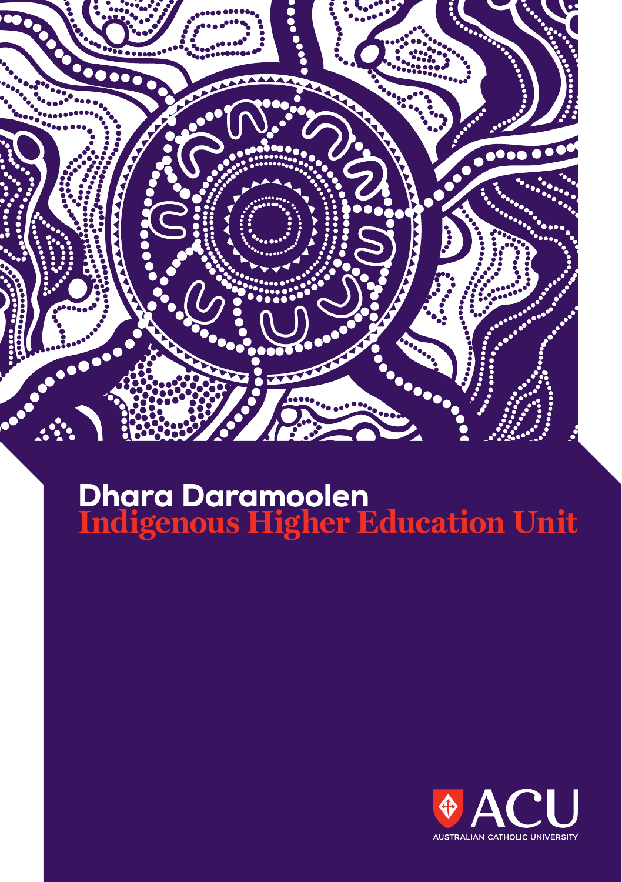# Dhara Daramoolen
## Indigenous Higher Education Unit

ACU
AUSTRALIAN CATHOLIC UNIVERSITY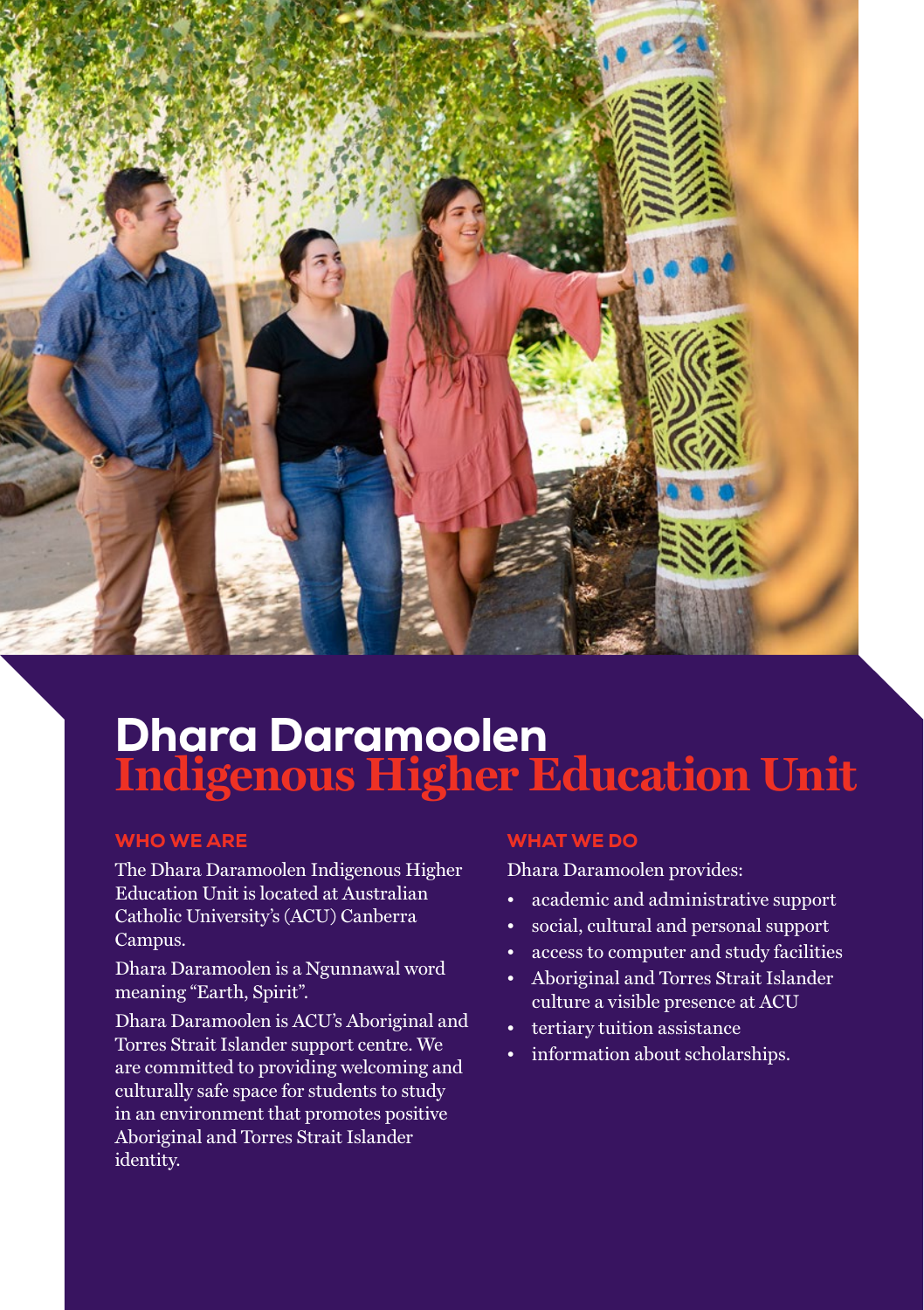# Dhara Daramoolen
## Indigenous Higher Education Unit

### WHO WE ARE

The Dhara Daramoolen Indigenous Higher Education Unit is located at Australian Catholic University's (ACU) Canberra Campus.

Dhara Daramoolen is a Ngunnawal word meaning "Earth, Spirit".

Dhara Daramoolen is ACU's Aboriginal and Torres Strait Islander support centre. We are committed to providing welcoming and culturally safe space for students to study in an environment that promotes positive Aboriginal and Torres Strait Islander identity.

### WHAT WE DO

Dhara Daramoolen provides:

- academic and administrative support
- social, cultural and personal support
- access to computer and study facilities
- Aboriginal and Torres Strait Islander culture a visible presence at ACU
- tertiary tuition assistance
- information about scholarships.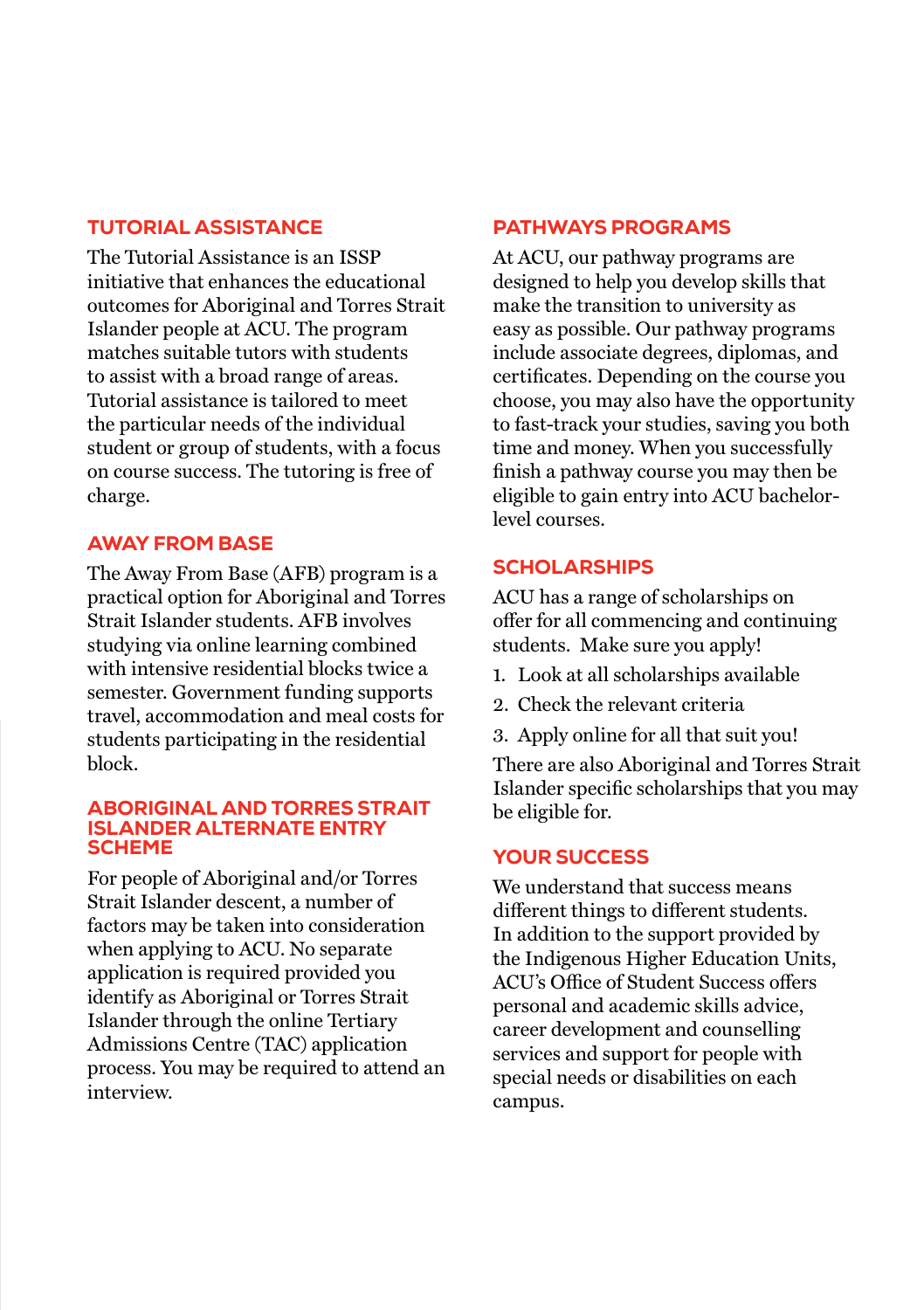## TUTORIAL ASSISTANCE

The Tutorial Assistance is an ISSP initiative that enhances the educational outcomes for Aboriginal and Torres Strait Islander people at ACU. The program matches suitable tutors with students to assist with a broad range of areas. Tutorial assistance is tailored to meet the particular needs of the individual student or group of students, with a focus on course success. The tutoring is free of charge.

## AWAY FROM BASE

The Away From Base (AFB) program is a practical option for Aboriginal and Torres Strait Islander students. AFB involves studying via online learning combined with intensive residential blocks twice a semester. Government funding supports travel, accommodation and meal costs for students participating in the residential block.

## ABORIGINAL AND TORRES STRAIT ISLANDER ALTERNATE ENTRY SCHEME

For people of Aboriginal and/or Torres Strait Islander descent, a number of factors may be taken into consideration when applying to ACU. No separate application is required provided you identify as Aboriginal or Torres Strait Islander through the online Tertiary Admissions Centre (TAC) application process. You may be required to attend an interview.

## PATHWAYS PROGRAMS

At ACU, our pathway programs are designed to help you develop skills that make the transition to university as easy as possible. Our pathway programs include associate degrees, diplomas, and certificates. Depending on the course you choose, you may also have the opportunity to fast-track your studies, saving you both time and money. When you successfully finish a pathway course you may then be eligible to gain entry into ACU bachelor-level courses.

## SCHOLARSHIPS

ACU has a range of scholarships on offer for all commencing and continuing students. Make sure you apply!

1. Look at all scholarships available
2. Check the relevant criteria
3. Apply online for all that suit you!

There are also Aboriginal and Torres Strait Islander specific scholarships that you may be eligible for.

## YOUR SUCCESS

We understand that success means different things to different students. In addition to the support provided by the Indigenous Higher Education Units, ACU's Office of Student Success offers personal and academic skills advice, career development and counselling services and support for people with special needs or disabilities on each campus.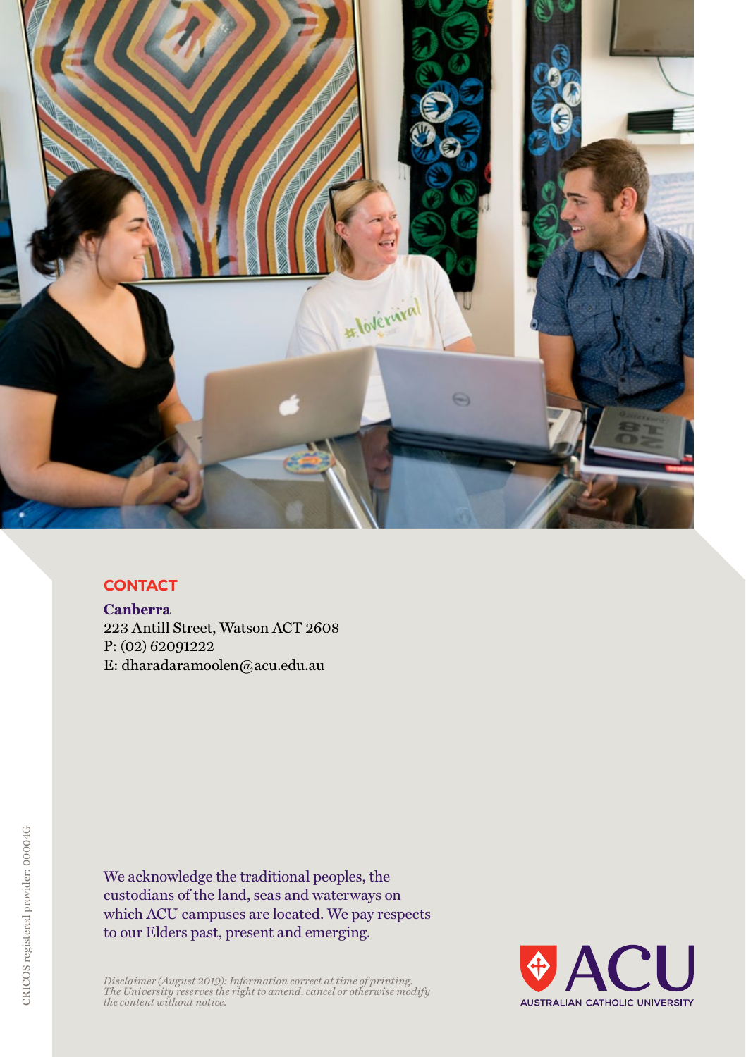## CONTACT

**Canberra**
223 Antill Street, Watson ACT 2608
P: (02) 62091222
E: dharadaramoolen@acu.edu.au

CRICOS registered provider: 00004G

We acknowledge the traditional peoples, the custodians of the land, seas and waterways on which ACU campuses are located. We pay respects to our Elders past, present and emerging.

*Disclaimer (August 2019): Information correct at time of printing. The University reserves the right to amend, cancel or otherwise modify the content without notice.*

ACU
AUSTRALIAN CATHOLIC UNIVERSITY